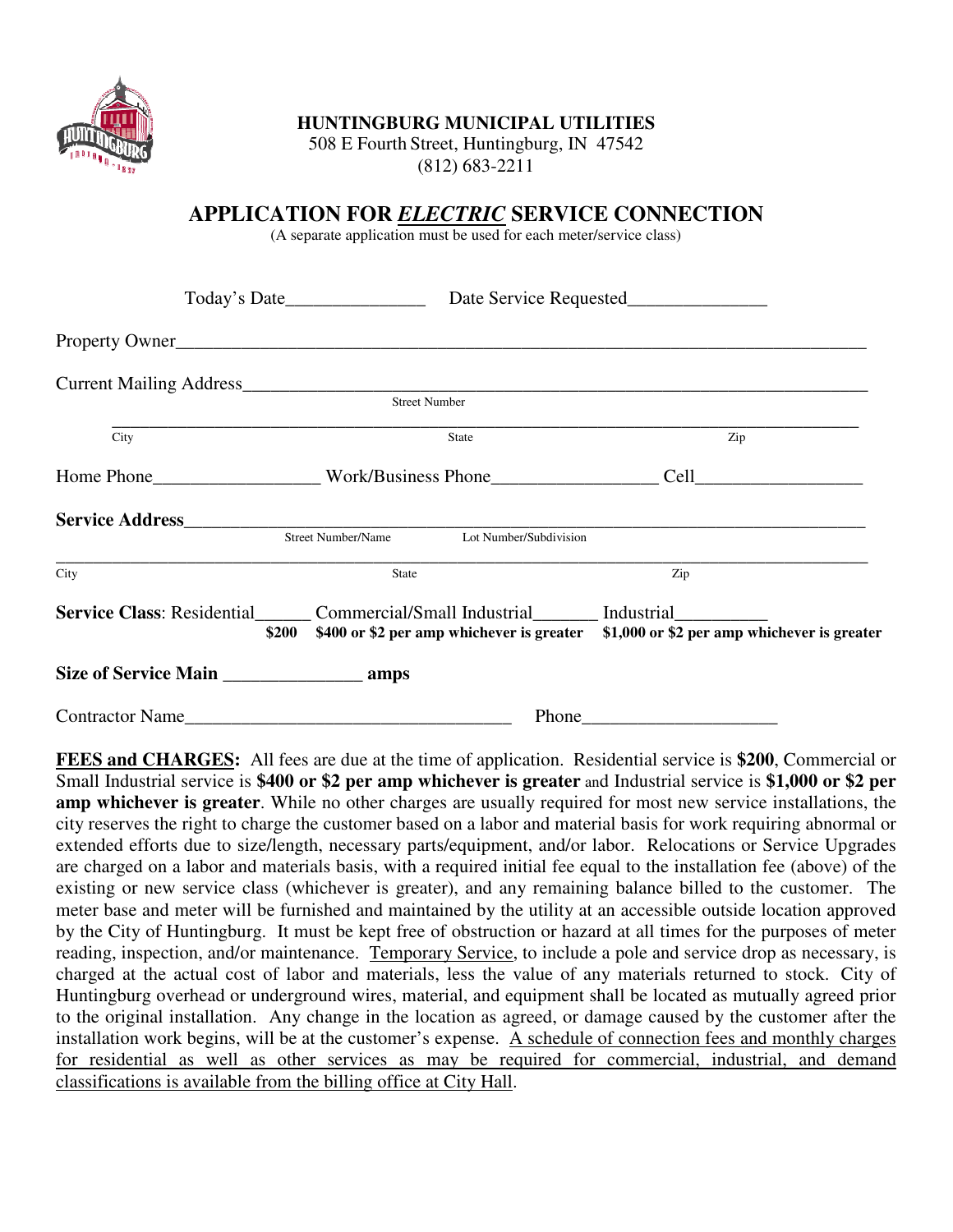**HUNTINGBURG MUNICIPAL UTILITIES**
508 E Fourth Street, Huntingburg, IN 47542
(812) 683-2211

# APPLICATION FOR *ELECTRIC* SERVICE CONNECTION

(A separate application must be used for each meter/service class)

Today's Date_______________ Date Service Requested_______________

Property Owner_______________________________________________________________

Current Mailing Address________________________________________________________
Street Number

_______________________________________________________________________________
City State Zip

Home Phone_________________ Work/Business Phone_________________ Cell_________________

**Service Address**_____________________________________________________________
Street Number/Name Lot Number/Subdivision

_______________________________________________________________________________
City State Zip

**Service Class**: Residential______ Commercial/Small Industrial_______ Industrial__________
**$200** **$400 or $2 per amp whichever is greater** **$1,000 or $2 per amp whichever is greater**

**Size of Service Main _______________ amps**

Contractor Name___________________________________ Phone_____________________

**FEES and CHARGES:** All fees are due at the time of application. Residential service is **$200**, Commercial or Small Industrial service is **$400 or $2 per amp whichever is greater** and Industrial service is **$1,000 or $2 per amp whichever is greater**. While no other charges are usually required for most new service installations, the city reserves the right to charge the customer based on a labor and material basis for work requiring abnormal or extended efforts due to size/length, necessary parts/equipment, and/or labor. Relocations or Service Upgrades are charged on a labor and materials basis, with a required initial fee equal to the installation fee (above) of the existing or new service class (whichever is greater), and any remaining balance billed to the customer. The meter base and meter will be furnished and maintained by the utility at an accessible outside location approved by the City of Huntingburg. It must be kept free of obstruction or hazard at all times for the purposes of meter reading, inspection, and/or maintenance. Temporary Service, to include a pole and service drop as necessary, is charged at the actual cost of labor and materials, less the value of any materials returned to stock. City of Huntingburg overhead or underground wires, material, and equipment shall be located as mutually agreed prior to the original installation. Any change in the location as agreed, or damage caused by the customer after the installation work begins, will be at the customer's expense. A schedule of connection fees and monthly charges for residential as well as other services as may be required for commercial, industrial, and demand classifications is available from the billing office at City Hall.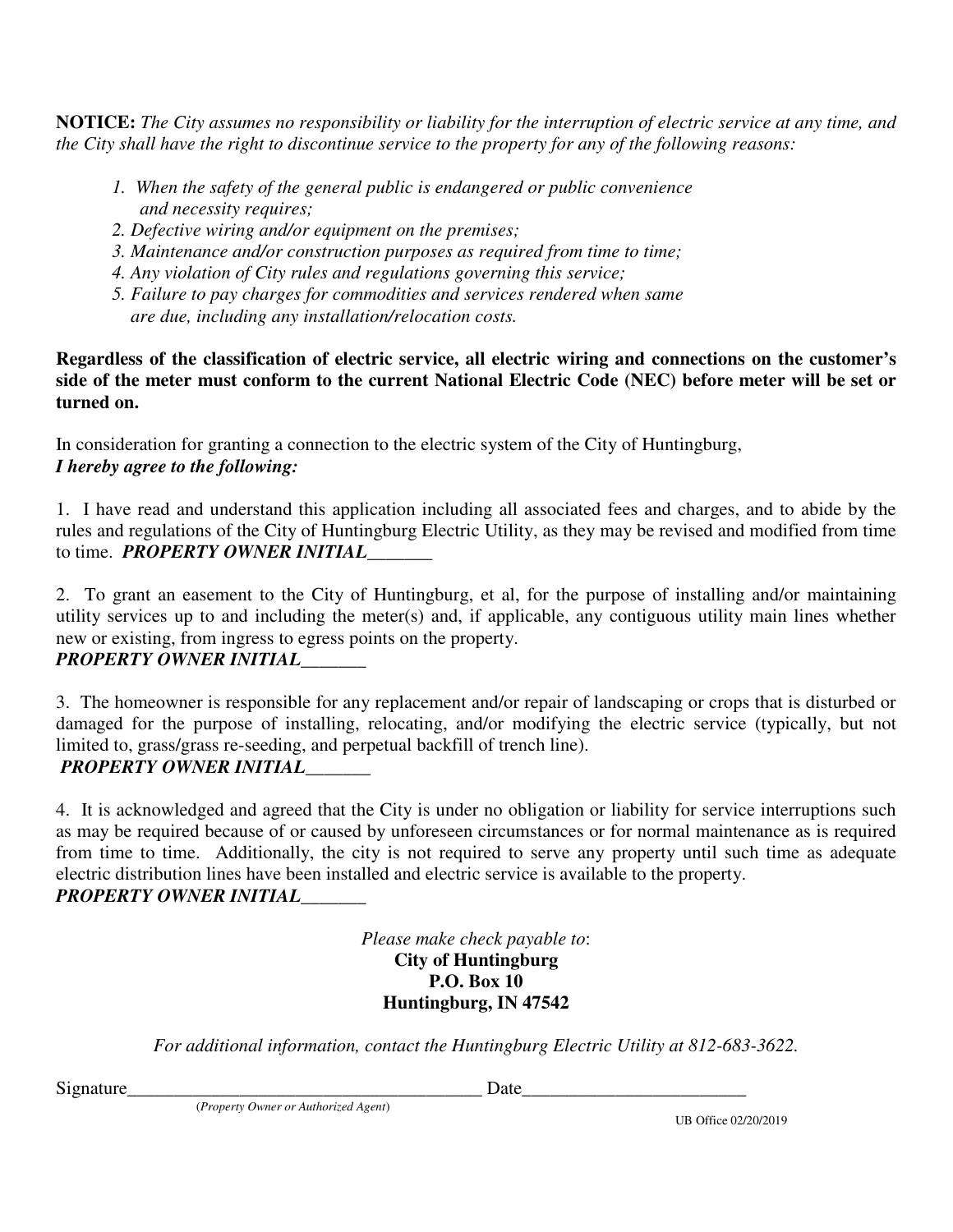**NOTICE:** *The City assumes no responsibility or liability for the interruption of electric service at any time, and the City shall have the right to discontinue service to the property for any of the following reasons:*

1. *When the safety of the general public is endangered or public convenience and necessity requires;*
2. *Defective wiring and/or equipment on the premises;*
3. *Maintenance and/or construction purposes as required from time to time;*
4. *Any violation of City rules and regulations governing this service;*
5. *Failure to pay charges for commodities and services rendered when same are due, including any installation/relocation costs.*

**Regardless of the classification of electric service, all electric wiring and connections on the customer's side of the meter must conform to the current National Electric Code (NEC) before meter will be set or turned on.**

In consideration for granting a connection to the electric system of the City of Huntingburg,
***I hereby agree to the following:***

1. I have read and understand this application including all associated fees and charges, and to abide by the rules and regulations of the City of Huntingburg Electric Utility, as they may be revised and modified from time to time. ***PROPERTY OWNER INITIAL_______***

2. To grant an easement to the City of Huntingburg, et al, for the purpose of installing and/or maintaining utility services up to and including the meter(s) and, if applicable, any contiguous utility main lines whether new or existing, from ingress to egress points on the property.
***PROPERTY OWNER INITIAL_______***

3. The homeowner is responsible for any replacement and/or repair of landscaping or crops that is disturbed or damaged for the purpose of installing, relocating, and/or modifying the electric service (typically, but not limited to, grass/grass re-seeding, and perpetual backfill of trench line).
***PROPERTY OWNER INITIAL_______***

4. It is acknowledged and agreed that the City is under no obligation or liability for service interruptions such as may be required because of or caused by unforeseen circumstances or for normal maintenance as is required from time to time. Additionally, the city is not required to serve any property until such time as adequate electric distribution lines have been installed and electric service is available to the property.
***PROPERTY OWNER INITIAL_______***

*Please make check payable to*:
**City of Huntingburg**
**P.O. Box 10**
**Huntingburg, IN 47542**

*For additional information, contact the Huntingburg Electric Utility at 812-683-3622.*

Signature_________________________________________ Date_________________________
(*Property Owner or Authorized Agent*)

UB Office 02/20/2019